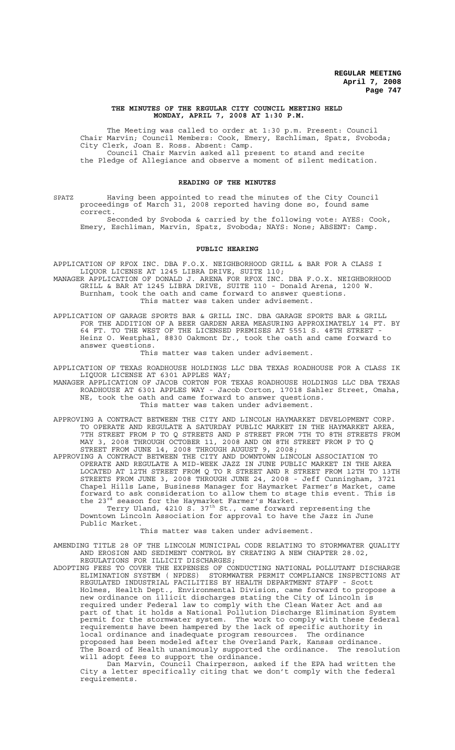**THE MINUTES OF THE REGULAR CITY COUNCIL MEETING HELD MONDAY, APRIL 7, 2008 AT 1:30 P.M.**

The Meeting was called to order at 1:30 p.m. Present: Council Chair Marvin; Council Members: Cook, Emery, Eschliman, Spatz, Svoboda; City Clerk, Joan E. Ross. Absent: Camp.

Council Chair Marvin asked all present to stand and recite the Pledge of Allegiance and observe a moment of silent meditation.

**READING OF THE MINUTES**

SPATZ Having been appointed to read the minutes of the City Council proceedings of March 31, 2008 reported having done so, found same correct.

Seconded by Svoboda & carried by the following vote: AYES: Cook, Emery, Eschliman, Marvin, Spatz, Svoboda; NAYS: None; ABSENT: Camp.

**PUBLIC HEARING**

APPLICATION OF RFOX INC. DBA F.O.X. NEIGHBORHOOD GRILL & BAR FOR A CLASS I LIQUOR LICENSE AT 1245 LIBRA DRIVE, SUITE 110;

MANAGER APPLICATION OF DONALD J. ARENA FOR RFOX INC. DBA F.O.X. NEIGHBORHOOD GRILL & BAR AT 1245 LIBRA DRIVE, SUITE 110 - Donald Arena, 1200 W. Burnham, took the oath and came forward to answer questions.

This matter was taken under advisement.

APPLICATION OF GARAGE SPORTS BAR & GRILL INC. DBA GARAGE SPORTS BAR & GRILL FOR THE ADDITION OF A BEER GARDEN AREA MEASURING APPROXIMATELY 14 FT. BY 64 FT. TO THE WEST OF THE LICENSED PREMISES AT 5551 S. 48TH STREET - Heinz O. Westphal, 8830 Oakmont Dr., took the oath and came forward to answer questions.

This matter was taken under advisement.

APPLICATION OF TEXAS ROADHOUSE HOLDINGS LLC DBA TEXAS ROADHOUSE FOR A CLASS IK LIQUOR LICENSE AT 6301 APPLES WAY;

MANAGER APPLICATION OF JACOB CORTON FOR TEXAS ROADHOUSE HOLDINGS LLC DBA TEXAS ROADHOUSE AT 6301 APPLES WAY - Jacob Corton, 17018 Sahler Street, Omaha, NE, took the oath and came forward to answer questions.

This matter was taken under advisement.

APPROVING A CONTRACT BETWEEN THE CITY AND LINCOLN HAYMARKET DEVELOPMENT CORP. TO OPERATE AND REGULATE A SATURDAY PUBLIC MARKET IN THE HAYMARKET AREA, 7TH STREET FROM P TO Q STREETS AND P STREET FROM 7TH TO 8TH STREETS FROM MAY 3, 2008 THROUGH OCTOBER 11, 2008 AND ON 8TH STREET FROM P TO Q STREET FROM JUNE 14, 2008 THROUGH AUGUST 9, 2008;

APPROVING A CONTRACT BETWEEN THE CITY AND DOWNTOWN LINCOLN ASSOCIATION TO OPERATE AND REGULATE A MID-WEEK JAZZ IN JUNE PUBLIC MARKET IN THE AREA LOCATED AT 12TH STREET FROM Q TO R STREET AND R STREET FROM 12TH TO 13TH STREETS FROM JUNE 3, 2008 THROUGH JUNE 24, 2008 - Jeff Cunningham, 3721 Chapel Hills Lane, Business Manager for Haymarket Farmer's Market, came forward to ask consideration to allow them to stage this event. This is the 23rd season for the Haymarket Farmer's Market.

Terry Uland, 4210 S. 37th St., came forward representing the Downtown Lincoln Association for approval to have the Jazz in June Public Market.

This matter was taken under advisement.

AMENDING TITLE 28 OF THE LINCOLN MUNICIPAL CODE RELATING TO STORMWATER QUALITY AND EROSION AND SEDIMENT CONTROL BY CREATING A NEW CHAPTER 28.02, REGULATIONS FOR ILLICIT DISCHARGES;

ADOPTING FEES TO COVER THE EXPENSES OF CONDUCTING NATIONAL POLLUTANT DISCHARGE ELIMINATION SYSTEM ( NPDES) STORMWATER PERMIT COMPLIANCE INSPECTIONS AT REGULATED INDUSTRIAL FACILITIES BY HEALTH DEPARTMENT STAFF - Scott Holmes, Health Dept., Environmental Division, came forward to propose a new ordinance on illicit discharges stating the City of Lincoln is required under Federal law to comply with the Clean Water Act and as part of that it holds a National Pollution Discharge Elimination System permit for the stormwater system. The work to comply with these federal requirements have been hampered by the lack of specific authority in local ordinance and inadequate program resources. The ordinance proposed has been modeled after the Overland Park, Kansas ordinance. The Board of Health unanimously supported the ordinance. The resolution will adopt fees to support the ordinance.

Dan Marvin, Council Chairperson, asked if the EPA had written the City a letter specifically citing that we don't comply with the federal requirements.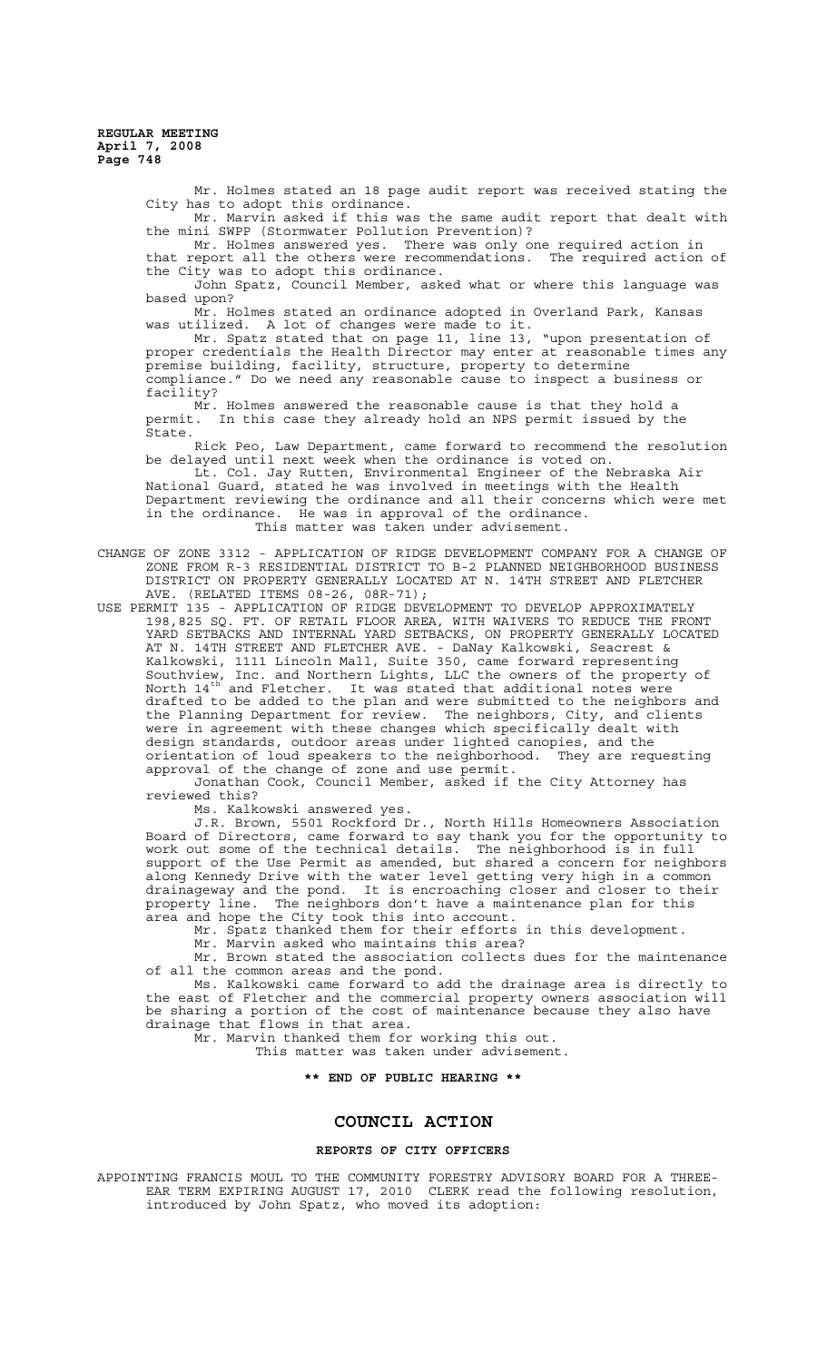Mr. Holmes stated an 18 page audit report was received stating the City has to adopt this ordinance.

Mr. Marvin asked if this was the same audit report that dealt with the mini SWPP (Stormwater Pollution Prevention)?

Mr. Holmes answered yes. There was only one required action in that report all the others were recommendations. The required action of the City was to adopt this ordinance.

John Spatz, Council Member, asked what or where this language was based upon?

Mr. Holmes stated an ordinance adopted in Overland Park, Kansas was utilized. A lot of changes were made to it.

Mr. Spatz stated that on page 11, line 13, "upon presentation of proper credentials the Health Director may enter at reasonable times any premise building, facility, structure, property to determine compliance." Do we need any reasonable cause to inspect a business or facility?

Mr. Holmes answered the reasonable cause is that they hold a permit. In this case they already hold an NPS permit issued by the State.

Rick Peo, Law Department, came forward to recommend the resolution be delayed until next week when the ordinance is voted on.

Lt. Col. Jay Rutten, Environmental Engineer of the Nebraska Air National Guard, stated he was involved in meetings with the Health Department reviewing the ordinance and all their concerns which were met in the ordinance. He was in approval of the ordinance.

This matter was taken under advisement.

CHANGE OF ZONE 3312 - APPLICATION OF RIDGE DEVELOPMENT COMPANY FOR A CHANGE OF ZONE FROM R-3 RESIDENTIAL DISTRICT TO B-2 PLANNED NEIGHBORHOOD BUSINESS DISTRICT ON PROPERTY GENERALLY LOCATED AT N. 14TH STREET AND FLETCHER AVE. (RELATED ITEMS 08-26, 08R-71);

USE PERMIT 135 - APPLICATION OF RIDGE DEVELOPMENT TO DEVELOP APPROXIMATELY 198,825 SQ. FT. OF RETAIL FLOOR AREA, WITH WAIVERS TO REDUCE THE FRONT YARD SETBACKS AND INTERNAL YARD SETBACKS, ON PROPERTY GENERALLY LOCATED AT N. 14TH STREET AND FLETCHER AVE. - DaNay Kalkowski, Seacrest & Kalkowski, 1111 Lincoln Mall, Suite 350, came forward representing Southview, Inc. and Northern Lights, LLC the owners of the property of North 14th and Fletcher. It was stated that additional notes were drafted to be added to the plan and were submitted to the neighbors and the Planning Department for review. The neighbors, City, and clients were in agreement with these changes which specifically dealt with design standards, outdoor areas under lighted canopies, and the orientation of loud speakers to the neighborhood. They are requesting approval of the change of zone and use permit.

Jonathan Cook, Council Member, asked if the City Attorney has reviewed this?

Ms. Kalkowski answered yes.

J.R. Brown, 5501 Rockford Dr., North Hills Homeowners Association Board of Directors, came forward to say thank you for the opportunity to work out some of the technical details. The neighborhood is in full support of the Use Permit as amended, but shared a concern for neighbors along Kennedy Drive with the water level getting very high in a common drainageway and the pond. It is encroaching closer and closer to their property line. The neighbors don't have a maintenance plan for this area and hope the City took this into account.

Mr. Spatz thanked them for their efforts in this development.

Mr. Marvin asked who maintains this area?

Mr. Brown stated the association collects dues for the maintenance of all the common areas and the pond.

Ms. Kalkowski came forward to add the drainage area is directly to the east of Fletcher and the commercial property owners association will be sharing a portion of the cost of maintenance because they also have drainage that flows in that area.

Mr. Marvin thanked them for working this out.

This matter was taken under advisement.

**\*\* END OF PUBLIC HEARING \*\***

# COUNCIL ACTION

### REPORTS OF CITY OFFICERS

APPOINTING FRANCIS MOUL TO THE COMMUNITY FORESTRY ADVISORY BOARD FOR A THREE-EAR TERM EXPIRING AUGUST 17, 2010 CLERK read the following resolution, introduced by John Spatz, who moved its adoption: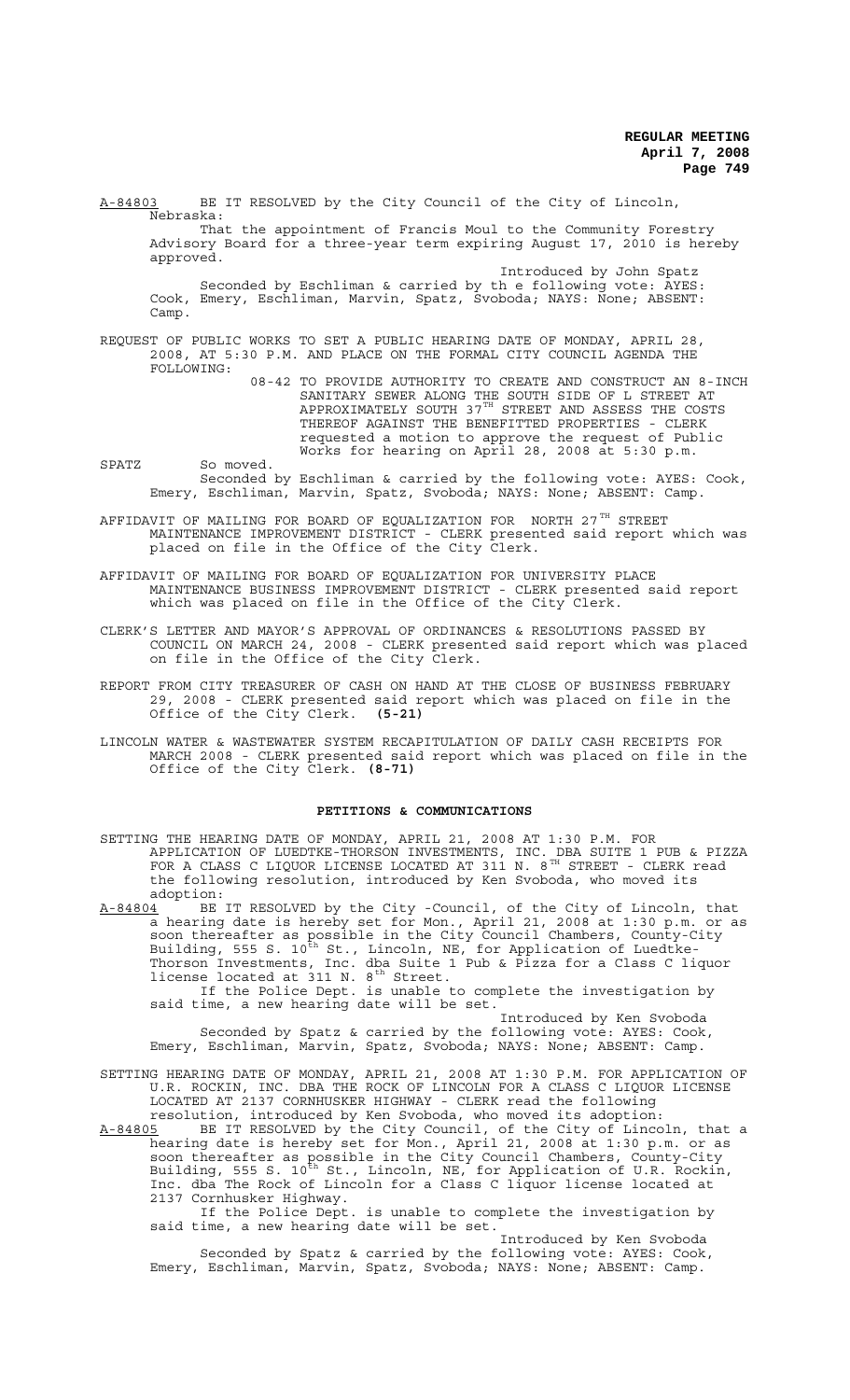A-84803 BE IT RESOLVED by the City Council of the City of Lincoln, Nebraska:

That the appointment of Francis Moul to the Community Forestry Advisory Board for a three-year term expiring August 17, 2010 is hereby approved.

Introduced by John Spatz

Seconded by Eschliman & carried by th e following vote: AYES: Cook, Emery, Eschliman, Marvin, Spatz, Svoboda; NAYS: None; ABSENT: Camp.

REQUEST OF PUBLIC WORKS TO SET A PUBLIC HEARING DATE OF MONDAY, APRIL 28, 2008, AT 5:30 P.M. AND PLACE ON THE FORMAL CITY COUNCIL AGENDA THE FOLLOWING:

08-42 TO PROVIDE AUTHORITY TO CREATE AND CONSTRUCT AN 8-INCH SANITARY SEWER ALONG THE SOUTH SIDE OF L STREET AT APPROXIMATELY SOUTH 37TH STREET AND ASSESS THE COSTS THEREOF AGAINST THE BENEFITTED PROPERTIES - CLERK requested a motion to approve the request of Public Works for hearing on April 28, 2008 at 5:30 p.m.

SPATZ So moved.

Seconded by Eschliman & carried by the following vote: AYES: Cook, Emery, Eschliman, Marvin, Spatz, Svoboda; NAYS: None; ABSENT: Camp.

AFFIDAVIT OF MAILING FOR BOARD OF EQUALIZATION FOR NORTH 27TH STREET MAINTENANCE IMPROVEMENT DISTRICT - CLERK presented said report which was placed on file in the Office of the City Clerk.

AFFIDAVIT OF MAILING FOR BOARD OF EQUALIZATION FOR UNIVERSITY PLACE MAINTENANCE BUSINESS IMPROVEMENT DISTRICT - CLERK presented said report which was placed on file in the Office of the City Clerk.

CLERK'S LETTER AND MAYOR'S APPROVAL OF ORDINANCES & RESOLUTIONS PASSED BY COUNCIL ON MARCH 24, 2008 - CLERK presented said report which was placed on file in the Office of the City Clerk.

REPORT FROM CITY TREASURER OF CASH ON HAND AT THE CLOSE OF BUSINESS FEBRUARY 29, 2008 - CLERK presented said report which was placed on file in the Office of the City Clerk. **(5-21)**

LINCOLN WATER & WASTEWATER SYSTEM RECAPITULATION OF DAILY CASH RECEIPTS FOR MARCH 2008 - CLERK presented said report which was placed on file in the Office of the City Clerk. **(8-71)**

## PETITIONS & COMMUNICATIONS

SETTING THE HEARING DATE OF MONDAY, APRIL 21, 2008 AT 1:30 P.M. FOR APPLICATION OF LUEDTKE-THORSON INVESTMENTS, INC. DBA SUITE 1 PUB & PIZZA FOR A CLASS C LIQUOR LICENSE LOCATED AT 311 N. 8TH STREET - CLERK read the following resolution, introduced by Ken Svoboda, who moved its adoption:

A-84804 BE IT RESOLVED by the City -Council, of the City of Lincoln, that a hearing date is hereby set for Mon., April 21, 2008 at 1:30 p.m. or as soon thereafter as possible in the City Council Chambers, County-City Building, 555 S. 10th St., Lincoln, NE, for Application of Luedtke-Thorson Investments, Inc. dba Suite 1 Pub & Pizza for a Class C liquor license located at 311 N. 8th Street.

If the Police Dept. is unable to complete the investigation by said time, a new hearing date will be set.

Introduced by Ken Svoboda

Seconded by Spatz & carried by the following vote: AYES: Cook, Emery, Eschliman, Marvin, Spatz, Svoboda; NAYS: None; ABSENT: Camp.

SETTING HEARING DATE OF MONDAY, APRIL 21, 2008 AT 1:30 P.M. FOR APPLICATION OF U.R. ROCKIN, INC. DBA THE ROCK OF LINCOLN FOR A CLASS C LIQUOR LICENSE LOCATED AT 2137 CORNHUSKER HIGHWAY - CLERK read the following resolution, introduced by Ken Svoboda, who moved its adoption:

A-84805 BE IT RESOLVED by the City Council, of the City of Lincoln, that a hearing date is hereby set for Mon., April 21, 2008 at 1:30 p.m. or as soon thereafter as possible in the City Council Chambers, County-City Building, 555 S. 10th St., Lincoln, NE, for Application of U.R. Rockin, Inc. dba The Rock of Lincoln for a Class C liquor license located at 2137 Cornhusker Highway.

If the Police Dept. is unable to complete the investigation by said time, a new hearing date will be set.

Introduced by Ken Svoboda

Seconded by Spatz & carried by the following vote: AYES: Cook, Emery, Eschliman, Marvin, Spatz, Svoboda; NAYS: None; ABSENT: Camp.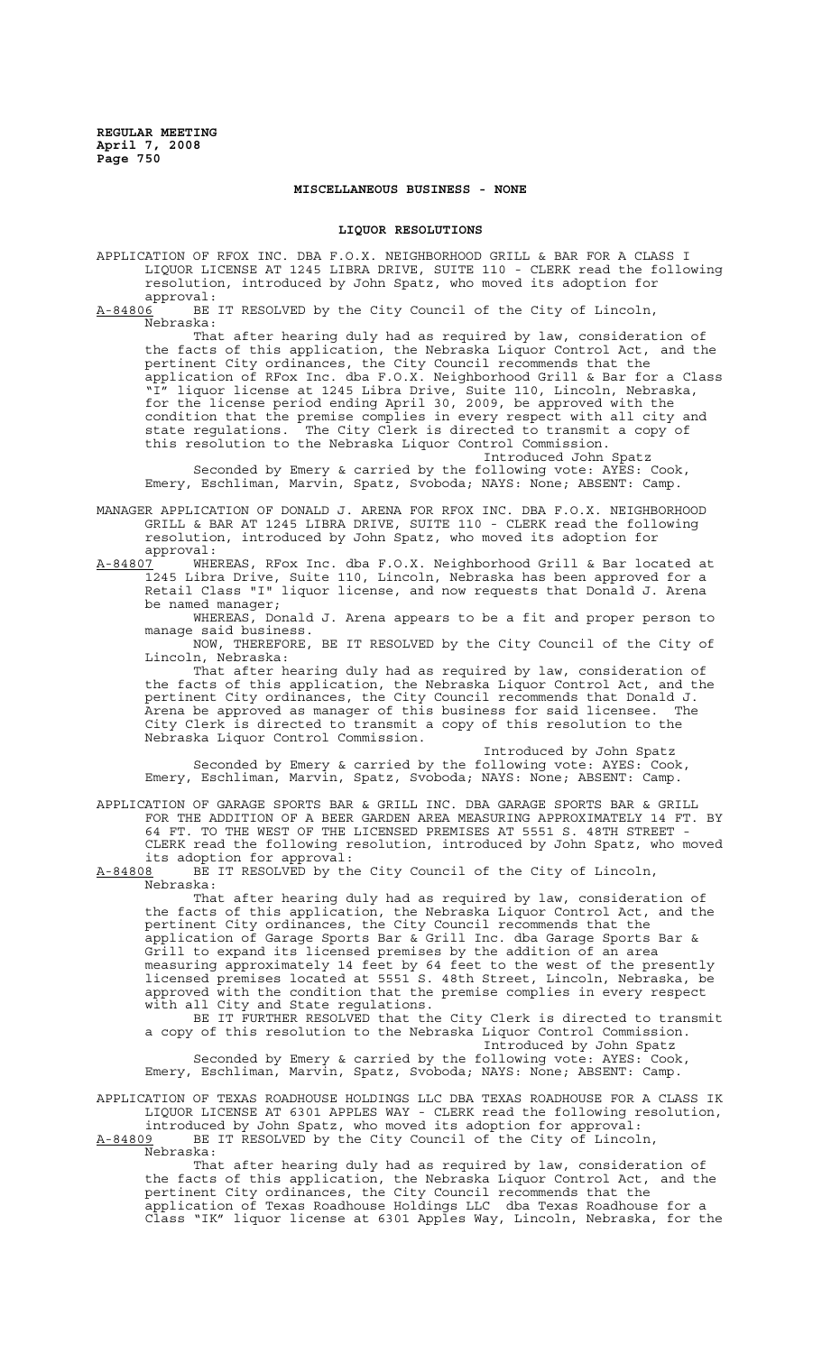**MISCELLANEOUS BUSINESS - NONE**

**LIQUOR RESOLUTIONS**

APPLICATION OF RFOX INC. DBA F.O.X. NEIGHBORHOOD GRILL & BAR FOR A CLASS I LIQUOR LICENSE AT 1245 LIBRA DRIVE, SUITE 110 - CLERK read the following resolution, introduced by John Spatz, who moved its adoption for approval:

A-84806 BE IT RESOLVED by the City Council of the City of Lincoln, Nebraska:

That after hearing duly had as required by law, consideration of the facts of this application, the Nebraska Liquor Control Act, and the pertinent City ordinances, the City Council recommends that the application of RFox Inc. dba F.O.X. Neighborhood Grill & Bar for a Class "I" liquor license at 1245 Libra Drive, Suite 110, Lincoln, Nebraska, for the license period ending April 30, 2009, be approved with the condition that the premise complies in every respect with all city and state regulations. The City Clerk is directed to transmit a copy of this resolution to the Nebraska Liquor Control Commission.

Introduced John Spatz

Seconded by Emery & carried by the following vote: AYES: Cook, Emery, Eschliman, Marvin, Spatz, Svoboda; NAYS: None; ABSENT: Camp.

MANAGER APPLICATION OF DONALD J. ARENA FOR RFOX INC. DBA F.O.X. NEIGHBORHOOD GRILL & BAR AT 1245 LIBRA DRIVE, SUITE 110 - CLERK read the following resolution, introduced by John Spatz, who moved its adoption for approval:

A-84807 WHEREAS, RFox Inc. dba F.O.X. Neighborhood Grill & Bar located at 1245 Libra Drive, Suite 110, Lincoln, Nebraska has been approved for a Retail Class "I" liquor license, and now requests that Donald J. Arena be named manager;

WHEREAS, Donald J. Arena appears to be a fit and proper person to manage said business.

NOW, THEREFORE, BE IT RESOLVED by the City Council of the City of Lincoln, Nebraska:

That after hearing duly had as required by law, consideration of the facts of this application, the Nebraska Liquor Control Act, and the pertinent City ordinances, the City Council recommends that Donald J. Arena be approved as manager of this business for said licensee. The City Clerk is directed to transmit a copy of this resolution to the Nebraska Liquor Control Commission.

Introduced by John Spatz

Seconded by Emery & carried by the following vote: AYES: Cook, Emery, Eschliman, Marvin, Spatz, Svoboda; NAYS: None; ABSENT: Camp.

APPLICATION OF GARAGE SPORTS BAR & GRILL INC. DBA GARAGE SPORTS BAR & GRILL FOR THE ADDITION OF A BEER GARDEN AREA MEASURING APPROXIMATELY 14 FT. BY 64 FT. TO THE WEST OF THE LICENSED PREMISES AT 5551 S. 48TH STREET - CLERK read the following resolution, introduced by John Spatz, who moved its adoption for approval:

A-84808 BE IT RESOLVED by the City Council of the City of Lincoln, Nebraska:

That after hearing duly had as required by law, consideration of the facts of this application, the Nebraska Liquor Control Act, and the pertinent City ordinances, the City Council recommends that the application of Garage Sports Bar & Grill Inc. dba Garage Sports Bar & Grill to expand its licensed premises by the addition of an area measuring approximately 14 feet by 64 feet to the west of the presently licensed premises located at 5551 S. 48th Street, Lincoln, Nebraska, be approved with the condition that the premise complies in every respect with all City and State regulations.

BE IT FURTHER RESOLVED that the City Clerk is directed to transmit a copy of this resolution to the Nebraska Liquor Control Commission.

Introduced by John Spatz

Seconded by Emery & carried by the following vote: AYES: Cook, Emery, Eschliman, Marvin, Spatz, Svoboda; NAYS: None; ABSENT: Camp.

APPLICATION OF TEXAS ROADHOUSE HOLDINGS LLC DBA TEXAS ROADHOUSE FOR A CLASS IK LIQUOR LICENSE AT 6301 APPLES WAY - CLERK read the following resolution, introduced by John Spatz, who moved its adoption for approval:

A-84809 BE IT RESOLVED by the City Council of the City of Lincoln, Nebraska:

That after hearing duly had as required by law, consideration of the facts of this application, the Nebraska Liquor Control Act, and the pertinent City ordinances, the City Council recommends that the application of Texas Roadhouse Holdings LLC dba Texas Roadhouse for a Class "IK" liquor license at 6301 Apples Way, Lincoln, Nebraska, for the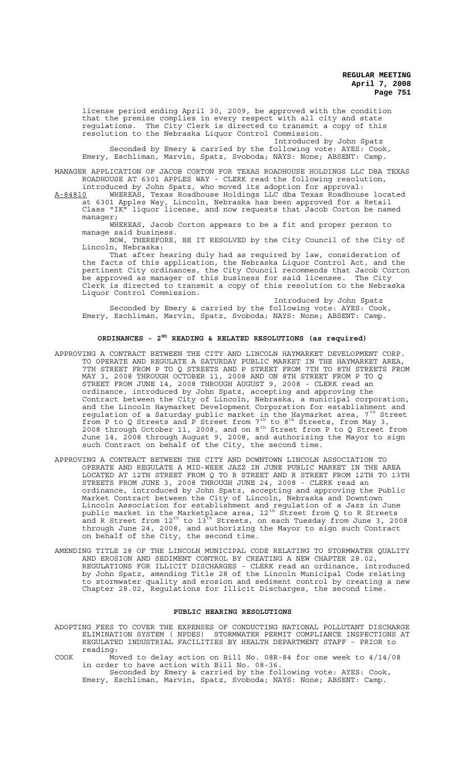license period ending April 30, 2009, be approved with the condition that the premise complies in every respect with all city and state regulations. The City Clerk is directed to transmit a copy of this resolution to the Nebraska Liquor Control Commission.

Introduced by John Spatz

Seconded by Emery & carried by the following vote: AYES: Cook, Emery, Eschliman, Marvin, Spatz, Svoboda; NAYS: None; ABSENT: Camp.

MANAGER APPLICATION OF JACOB CORTON FOR TEXAS ROADHOUSE HOLDINGS LLC DBA TEXAS ROADHOUSE AT 6301 APPLES WAY - CLERK read the following resolution, introduced by John Spatz, who moved its adoption for approval:

A-84810 WHEREAS, Texas Roadhouse Holdings LLC dba Texas Roadhouse located at 6301 Apples Way, Lincoln, Nebraska has been approved for a Retail Class "IK" liquor license, and now requests that Jacob Corton be named manager;

WHEREAS, Jacob Corton appears to be a fit and proper person to manage said business.

NOW, THEREFORE, BE IT RESOLVED by the City Council of the City of Lincoln, Nebraska:

That after hearing duly had as required by law, consideration of the facts of this application, the Nebraska Liquor Control Act, and the pertinent City ordinances, the City Council recommends that Jacob Corton be approved as manager of this business for said licensee. The City Clerk is directed to transmit a copy of this resolution to the Nebraska Liquor Control Commission.

Introduced by John Spatz

Seconded by Emery & carried by the following vote: AYES: Cook, Emery, Eschliman, Marvin, Spatz, Svoboda; NAYS: None; ABSENT: Camp.

## ORDINANCES - 2ND READING & RELATED RESOLUTIONS (as required)

APPROVING A CONTRACT BETWEEN THE CITY AND LINCOLN HAYMARKET DEVELOPMENT CORP. TO OPERATE AND REGULATE A SATURDAY PUBLIC MARKET IN THE HAYMARKET AREA, 7TH STREET FROM P TO Q STREETS AND P STREET FROM 7TH TO 8TH STREETS FROM MAY 3, 2008 THROUGH OCTOBER 11, 2008 AND ON 8TH STREET FROM P TO Q STREET FROM JUNE 14, 2008 THROUGH AUGUST 9, 2008 - CLERK read an ordinance, introduced by John Spatz, accepting and approving the Contract between the City of Lincoln, Nebraska, a municipal corporation, and the Lincoln Haymarket Development Corporation for establishment and regulation of a Saturday public market in the Haymarket area, 7th Street from P to Q Streets and P Street from 7th to 8th Streets, from May 3, 2008 through October 11, 2008, and on 8th Street from P to Q Street from June 14, 2008 through August 9, 2008, and authorizing the Mayor to sign such Contract on behalf of the City, the second time.

APPROVING A CONTRACT BETWEEN THE CITY AND DOWNTOWN LINCOLN ASSOCIATION TO OPERATE AND REGULATE A MID-WEEK JAZZ IN JUNE PUBLIC MARKET IN THE AREA LOCATED AT 12TH STREET FROM Q TO R STREET AND R STREET FROM 12TH TO 13TH STREETS FROM JUNE 3, 2008 THROUGH JUNE 24, 2008 - CLERK read an ordinance, introduced by John Spatz, accepting and approving the Public Market Contract between the City of Lincoln, Nebraska and Downtown Lincoln Association for establishment and regulation of a Jazz in June public market in the Marketplace area, 12th Street from Q to R Streets and R Street from 12th to 13th Streets, on each Tuesday from June 3, 2008 through June 24, 2008, and authorizing the Mayor to sign such Contract on behalf of the City, the second time.

AMENDING TITLE 28 OF THE LINCOLN MUNICIPAL CODE RELATING TO STORMWATER QUALITY AND EROSION AND SEDIMENT CONTROL BY CREATING A NEW CHAPTER 28.02, REGULATIONS FOR ILLICIT DISCHARGES - CLERK read an ordinance, introduced by John Spatz, amending Title 28 of the Lincoln Municipal Code relating to stormwater quality and erosion and sediment control by creating a new Chapter 28.02, Regulations for Illicit Discharges, the second time.

## PUBLIC HEARING RESOLUTIONS

ADOPTING FEES TO COVER THE EXPENSES OF CONDUCTING NATIONAL POLLUTANT DISCHARGE ELIMINATION SYSTEM ( NPDES) STORMWATER PERMIT COMPLIANCE INSPECTIONS AT REGULATED INDUSTRIAL FACILITIES BY HEALTH DEPARTMENT STAFF - PRIOR to reading:

COOK Moved to delay action on Bill No. 08R-84 for one week to 4/14/08 in order to have action with Bill No. 08-36.

Seconded by Emery & carried by the following vote: AYES: Cook, Emery, Eschliman, Marvin, Spatz, Svoboda; NAYS: None; ABSENT: Camp.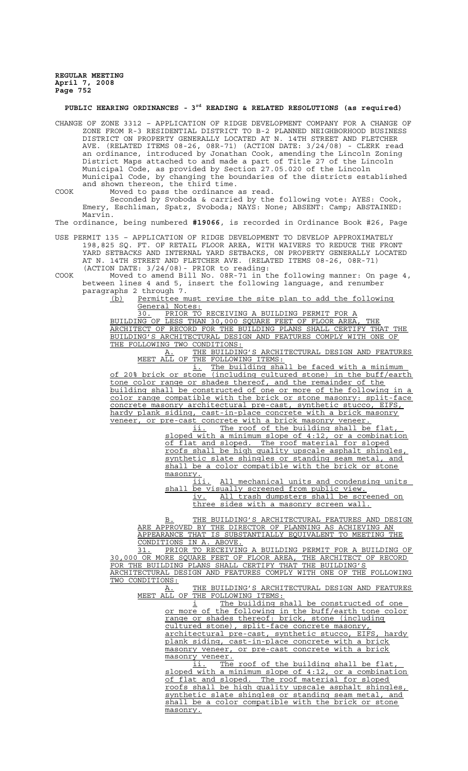## PUBLIC HEARING ORDINANCES - 3rd READING & RELATED RESOLUTIONS (as required)

CHANGE OF ZONE 3312 – APPLICATION OF RIDGE DEVELOPMENT COMPANY FOR A CHANGE OF ZONE FROM R-3 RESIDENTIAL DISTRICT TO B-2 PLANNED NEIGHBORHOOD BUSINESS DISTRICT ON PROPERTY GENERALLY LOCATED AT N. 14TH STREET AND FLETCHER AVE. (RELATED ITEMS 08-26, 08R-71) (ACTION DATE: 3/24/08) - CLERK read an ordinance, introduced by Jonathan Cook, amending the Lincoln Zoning District Maps attached to and made a part of Title 27 of the Lincoln Municipal Code, as provided by Section 27.05.020 of the Lincoln Municipal Code, by changing the boundaries of the districts established and shown thereon, the third time.

COOK Moved to pass the ordinance as read.

Seconded by Svoboda & carried by the following vote: AYES: Cook, Emery, Eschliman, Spatz, Svoboda; NAYS: None; ABSENT: Camp; ABSTAINED: Marvin.

The ordinance, being numbered **#19066**, is recorded in Ordinance Book #26, Page

USE PERMIT 135 – APPLICATION OF RIDGE DEVELOPMENT TO DEVELOP APPROXIMATELY 198,825 SQ. FT. OF RETAIL FLOOR AREA, WITH WAIVERS TO REDUCE THE FRONT YARD SETBACKS AND INTERNAL YARD SETBACKS, ON PROPERTY GENERALLY LOCATED AT N. 14TH STREET AND FLETCHER AVE. (RELATED ITEMS 08-26, 08R-71) (ACTION DATE: 3/24/08)- PRIOR to reading:

COOK Moved to amend Bill No. 08R-71 in the following manner: On page 4, between lines 4 and 5, insert the following language, and renumber paragraphs 2 through 7.

(b) Permittee must revise the site plan to add the following General Notes:

30. PRIOR TO RECEIVING A BUILDING PERMIT FOR A BUILDING OF LESS THAN 30,000 SQUARE FEET OF FLOOR AREA, THE ARCHITECT OF RECORD FOR THE BUILDING PLANS SHALL CERTIFY THAT THE BUILDING'S ARCHITECTURAL DESIGN AND FEATURES COMPLY WITH ONE OF THE FOLLOWING TWO CONDITIONS:

A. THE BUILDING'S ARCHITECTURAL DESIGN AND FEATURES MEET ALL OF THE FOLLOWING ITEMS:

i. The building shall be faced with a minimum of 20% brick or stone (including cultured stone) in the buff/earth tone color range or shades thereof, and the remainder of the building shall be constructed of one or more of the following in a color range compatible with the brick or stone masonry: split-face concrete masonry architectural pre-cast, synthetic stucco, EIFS, hardy plank siding, cast-in-place concrete with a brick masonry veneer, or pre-cast concrete with a brick masonry veneer.

ii. The roof of the building shall be flat, sloped with a minimum slope of 4:12, or a combination of flat and sloped. The roof material for sloped roofs shall be high quality upscale asphalt shingles, synthetic slate shingles or standing seam metal, and shall be a color compatible with the brick or stone masonry.

iii. All mechanical units and condensing units shall be visually screened from public view.

iv. All trash dumpsters shall be screened on three sides with a masonry screen wall.

B. THE BUILDING'S ARCHITECTURAL FEATURES AND DESIGN ARE APPROVED BY THE DIRECTOR OF PLANNING AS ACHIEVING AN APPEARANCE THAT IS SUBSTANTIALLY EQUIVALENT TO MEETING THE CONDITIONS IN A. ABOVE.

31. PRIOR TO RECEIVING A BUILDING PERMIT FOR A BUILDING OF 30,000 OR MORE SQUARE FEET OF FLOOR AREA, THE ARCHITECT OF RECORD FOR THE BUILDING PLANS SHALL CERTIFY THAT THE BUILDING'S ARCHITECTURAL DESIGN AND FEATURES COMPLY WITH ONE OF THE FOLLOWING TWO CONDITIONS:

A. THE BUILDING'S ARCHITECTURAL DESIGN AND FEATURES MEET ALL OF THE FOLLOWING ITEMS:

i The building shall be constructed of one or more of the following in the buff/earth tone color range or shades thereof: brick, stone (including cultured stone), split-face concrete masonry, architectural pre-cast, synthetic stucco, EIFS, hardy plank siding, cast-in-place concrete with a brick masonry veneer, or pre-cast concrete with a brick masonry veneer.

ii. The roof of the building shall be flat, sloped with a minimum slope of 4:12, or a combination of flat and sloped. The roof material for sloped roofs shall be high quality upscale asphalt shingles, synthetic slate shingles or standing seam metal, and shall be a color compatible with the brick or stone masonry.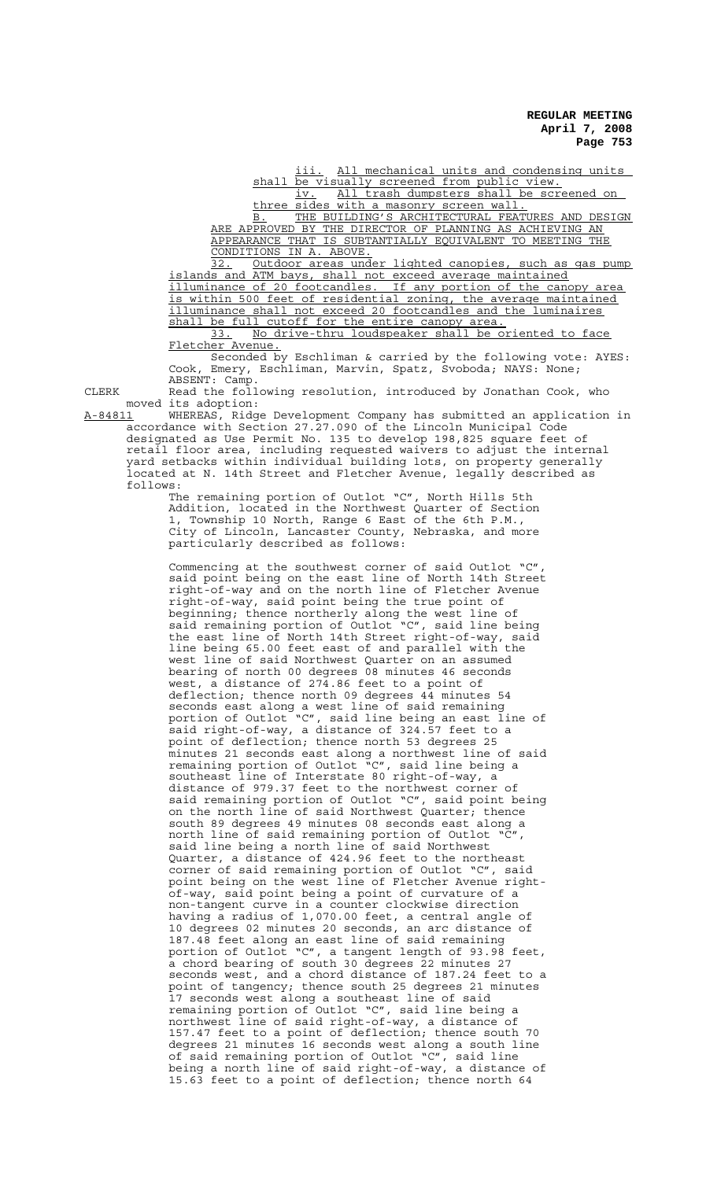iii. All mechanical units and condensing units shall be visually screened from public view.

iv. All trash dumpsters shall be screened on three sides with a masonry screen wall.

B. THE BUILDING'S ARCHITECTURAL FEATURES AND DESIGN ARE APPROVED BY THE DIRECTOR OF PLANNING AS ACHIEVING AN APPEARANCE THAT IS SUBTANTIALLY EQUIVALENT TO MEETING THE CONDITIONS IN A. ABOVE.

32. Outdoor areas under lighted canopies, such as gas pump islands and ATM bays, shall not exceed average maintained illuminance of 20 footcandles. If any portion of the canopy area is within 500 feet of residential zoning, the average maintained illuminance shall not exceed 20 footcandles and the luminaires shall be full cutoff for the entire canopy area.

33. No drive-thru loudspeaker shall be oriented to face Fletcher Avenue.

Seconded by Eschliman & carried by the following vote: AYES: Cook, Emery, Eschliman, Marvin, Spatz, Svoboda; NAYS: None; ABSENT: Camp.

CLERK Read the following resolution, introduced by Jonathan Cook, who moved its adoption:

A-84811 WHEREAS, Ridge Development Company has submitted an application in accordance with Section 27.27.090 of the Lincoln Municipal Code designated as Use Permit No. 135 to develop 198,825 square feet of retail floor area, including requested waivers to adjust the internal yard setbacks within individual building lots, on property generally located at N. 14th Street and Fletcher Avenue, legally described as follows:

The remaining portion of Outlot "C", North Hills 5th Addition, located in the Northwest Quarter of Section 1, Township 10 North, Range 6 East of the 6th P.M., City of Lincoln, Lancaster County, Nebraska, and more particularly described as follows:

Commencing at the southwest corner of said Outlot "C", said point being on the east line of North 14th Street right-of-way and on the north line of Fletcher Avenue right-of-way, said point being the true point of beginning; thence northerly along the west line of said remaining portion of Outlot "C", said line being the east line of North 14th Street right-of-way, said line being 65.00 feet east of and parallel with the west line of said Northwest Quarter on an assumed bearing of north 00 degrees 08 minutes 46 seconds west, a distance of 274.86 feet to a point of deflection; thence north 09 degrees 44 minutes 54 seconds east along a west line of said remaining portion of Outlot "C", said line being an east line of said right-of-way, a distance of 324.57 feet to a point of deflection; thence north 53 degrees 25 minutes 21 seconds east along a northwest line of said remaining portion of Outlot "C", said line being a southeast line of Interstate 80 right-of-way, a distance of 979.37 feet to the northwest corner of said remaining portion of Outlot "C", said point being on the north line of said Northwest Quarter; thence south 89 degrees 49 minutes 08 seconds east along a north line of said remaining portion of Outlot "C", said line being a north line of said Northwest Quarter, a distance of 424.96 feet to the northeast corner of said remaining portion of Outlot "C", said point being on the west line of Fletcher Avenue right-of-way, said point being a point of curvature of a non-tangent curve in a counter clockwise direction having a radius of 1,070.00 feet, a central angle of 10 degrees 02 minutes 20 seconds, an arc distance of 187.48 feet along an east line of said remaining portion of Outlot "C", a tangent length of 93.98 feet, a chord bearing of south 30 degrees 22 minutes 27 seconds west, and a chord distance of 187.24 feet to a point of tangency; thence south 25 degrees 21 minutes 17 seconds west along a southeast line of said remaining portion of Outlot "C", said line being a northwest line of said right-of-way, a distance of 157.47 feet to a point of deflection; thence south 70 degrees 21 minutes 16 seconds west along a south line of said remaining portion of Outlot "C", said line being a north line of said right-of-way, a distance of 15.63 feet to a point of deflection; thence north 64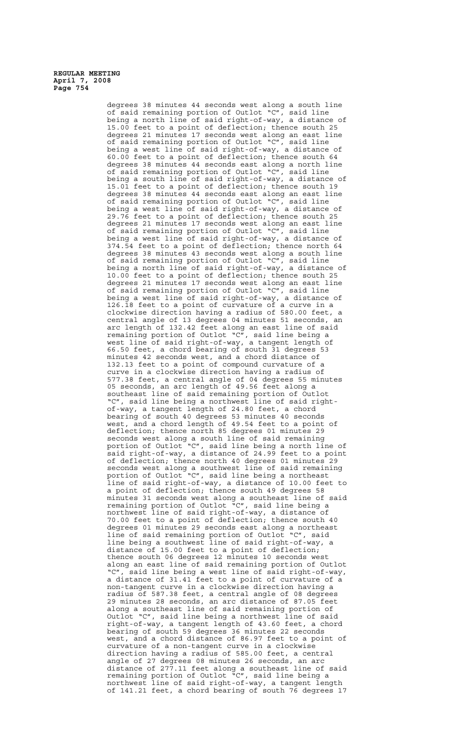degrees 38 minutes 44 seconds west along a south line of said remaining portion of Outlot "C", said line being a north line of said right-of-way, a distance of 15.00 feet to a point of deflection; thence south 25 degrees 21 minutes 17 seconds west along an east line of said remaining portion of Outlot "C", said line being a west line of said right-of-way, a distance of 60.00 feet to a point of deflection; thence south 64 degrees 38 minutes 44 seconds east along a north line of said remaining portion of Outlot "C", said line being a south line of said right-of-way, a distance of 15.01 feet to a point of deflection; thence south 19 degrees 38 minutes 44 seconds east along an east line of said remaining portion of Outlot "C", said line being a west line of said right-of-way, a distance of 29.76 feet to a point of deflection; thence south 25 degrees 21 minutes 17 seconds west along an east line of said remaining portion of Outlot "C", said line being a west line of said right-of-way, a distance of 374.54 feet to a point of deflection; thence north 64 degrees 38 minutes 43 seconds west along a south line of said remaining portion of Outlot "C", said line being a north line of said right-of-way, a distance of 10.00 feet to a point of deflection; thence south 25 degrees 21 minutes 17 seconds west along an east line of said remaining portion of Outlot "C", said line being a west line of said right-of-way, a distance of 126.18 feet to a point of curvature of a curve in a clockwise direction having a radius of 580.00 feet, a central angle of 13 degrees 04 minutes 51 seconds, an arc length of 132.42 feet along an east line of said remaining portion of Outlot "C", said line being a west line of said right-of-way, a tangent length of 66.50 feet, a chord bearing of south 31 degrees 53 minutes 42 seconds west, and a chord distance of 132.13 feet to a point of compound curvature of a curve in a clockwise direction having a radius of 577.38 feet, a central angle of 04 degrees 55 minutes 05 seconds, an arc length of 49.56 feet along a southeast line of said remaining portion of Outlot "C", said line being a northwest line of said right-of-way, a tangent length of 24.80 feet, a chord bearing of south 40 degrees 53 minutes 40 seconds west, and a chord length of 49.54 feet to a point of deflection; thence north 85 degrees 01 minutes 29 seconds west along a south line of said remaining portion of Outlot "C", said line being a north line of said right-of-way, a distance of 24.99 feet to a point of deflection; thence north 40 degrees 01 minutes 29 seconds west along a southwest line of said remaining portion of Outlot "C", said line being a northeast line of said right-of-way, a distance of 10.00 feet to a point of deflection; thence south 49 degrees 58 minutes 31 seconds west along a southeast line of said remaining portion of Outlot "C", said line being a northwest line of said right-of-way, a distance of 70.00 feet to a point of deflection; thence south 40 degrees 01 minutes 29 seconds east along a northeast line of said remaining portion of Outlot "C", said line being a southwest line of said right-of-way, a distance of 15.00 feet to a point of deflection; thence south 06 degrees 12 minutes 10 seconds west along an east line of said remaining portion of Outlot "C", said line being a west line of said right-of-way, a distance of 31.41 feet to a point of curvature of a non-tangent curve in a clockwise direction having a radius of 587.38 feet, a central angle of 08 degrees 29 minutes 28 seconds, an arc distance of 87.05 feet along a southeast line of said remaining portion of Outlot "C", said line being a northwest line of said right-of-way, a tangent length of 43.60 feet, a chord bearing of south 59 degrees 36 minutes 22 seconds west, and a chord distance of 86.97 feet to a point of curvature of a non-tangent curve in a clockwise direction having a radius of 585.00 feet, a central angle of 27 degrees 08 minutes 26 seconds, an arc distance of 277.11 feet along a southeast line of said remaining portion of Outlot "C", said line being a northwest line of said right-of-way, a tangent length of 141.21 feet, a chord bearing of south 76 degrees 17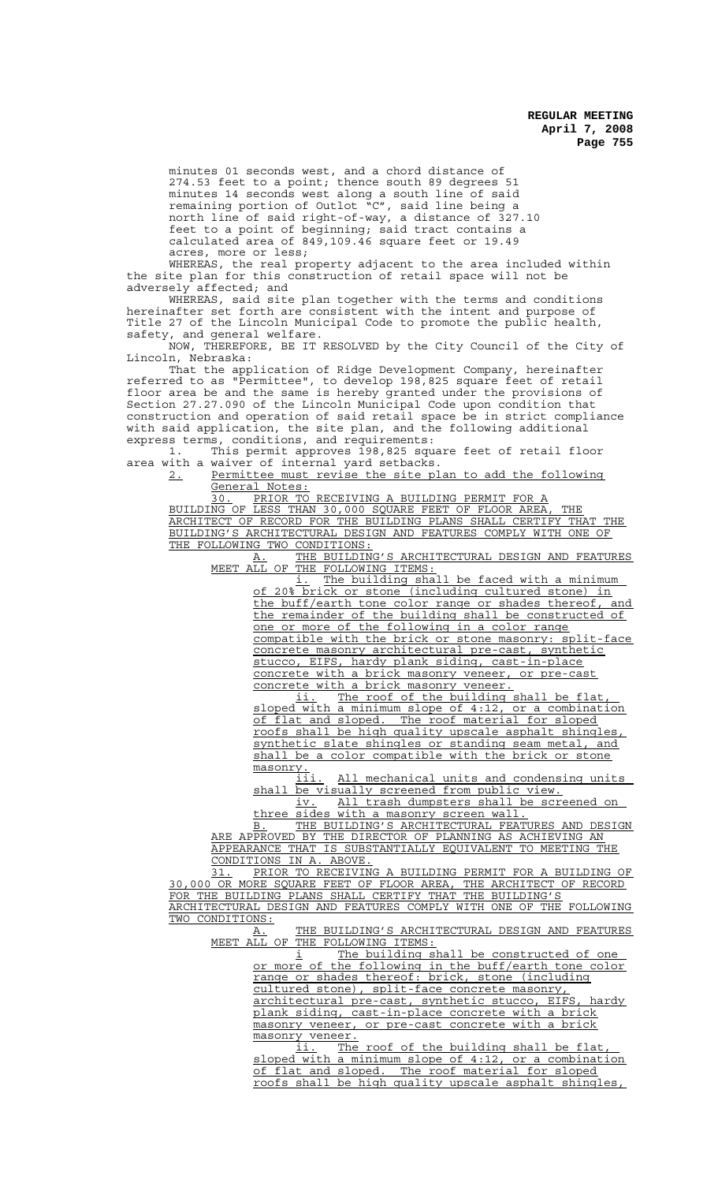minutes 01 seconds west, and a chord distance of 274.53 feet to a point; thence south 89 degrees 51 minutes 14 seconds west along a south line of said remaining portion of Outlot "C", said line being a north line of said right-of-way, a distance of 327.10 feet to a point of beginning; said tract contains a calculated area of 849,109.46 square feet or 19.49 acres, more or less;

WHEREAS, the real property adjacent to the area included within the site plan for this construction of retail space will not be adversely affected; and

WHEREAS, said site plan together with the terms and conditions hereinafter set forth are consistent with the intent and purpose of Title 27 of the Lincoln Municipal Code to promote the public health, safety, and general welfare.

NOW, THEREFORE, BE IT RESOLVED by the City Council of the City of Lincoln, Nebraska:

That the application of Ridge Development Company, hereinafter referred to as "Permittee", to develop 198,825 square feet of retail floor area be and the same is hereby granted under the provisions of Section 27.27.090 of the Lincoln Municipal Code upon condition that construction and operation of said retail space be in strict compliance with said application, the site plan, and the following additional express terms, conditions, and requirements:

1. This permit approves 198,825 square feet of retail floor area with a waiver of internal yard setbacks.

2. Permittee must revise the site plan to add the following General Notes:

30. PRIOR TO RECEIVING A BUILDING PERMIT FOR A BUILDING OF LESS THAN 30,000 SQUARE FEET OF FLOOR AREA, THE ARCHITECT OF RECORD FOR THE BUILDING PLANS SHALL CERTIFY THAT THE BUILDING'S ARCHITECTURAL DESIGN AND FEATURES COMPLY WITH ONE OF THE FOLLOWING TWO CONDITIONS:

A. THE BUILDING'S ARCHITECTURAL DESIGN AND FEATURES MEET ALL OF THE FOLLOWING ITEMS:

i. The building shall be faced with a minimum of 20% brick or stone (including cultured stone) in the buff/earth tone color range or shades thereof, and the remainder of the building shall be constructed of one or more of the following in a color range compatible with the brick or stone masonry: split-face concrete masonry architectural pre-cast, synthetic stucco, EIFS, hardy plank siding, cast-in-place concrete with a brick masonry veneer, or pre-cast concrete with a brick masonry veneer.

ii. The roof of the building shall be flat, sloped with a minimum slope of 4:12, or a combination of flat and sloped. The roof material for sloped roofs shall be high quality upscale asphalt shingles, synthetic slate shingles or standing seam metal, and shall be a color compatible with the brick or stone masonry.

iii. All mechanical units and condensing units shall be visually screened from public view.

iv. All trash dumpsters shall be screened on three sides with a masonry screen wall.

B. THE BUILDING'S ARCHITECTURAL FEATURES AND DESIGN ARE APPROVED BY THE DIRECTOR OF PLANNING AS ACHIEVING AN APPEARANCE THAT IS SUBSTANTIALLY EQUIVALENT TO MEETING THE CONDITIONS IN A. ABOVE.

31. PRIOR TO RECEIVING A BUILDING PERMIT FOR A BUILDING OF 30,000 OR MORE SQUARE FEET OF FLOOR AREA, THE ARCHITECT OF RECORD FOR THE BUILDING PLANS SHALL CERTIFY THAT THE BUILDING'S ARCHITECTURAL DESIGN AND FEATURES COMPLY WITH ONE OF THE FOLLOWING TWO CONDITIONS:

A. THE BUILDING'S ARCHITECTURAL DESIGN AND FEATURES MEET ALL OF THE FOLLOWING ITEMS:

i The building shall be constructed of one or more of the following in the buff/earth tone color range or shades thereof: brick, stone (including cultured stone), split-face concrete masonry, architectural pre-cast, synthetic stucco, EIFS, hardy plank siding, cast-in-place concrete with a brick masonry veneer, or pre-cast concrete with a brick masonry veneer.

ii. The roof of the building shall be flat, sloped with a minimum slope of 4:12, or a combination of flat and sloped. The roof material for sloped roofs shall be high quality upscale asphalt shingles,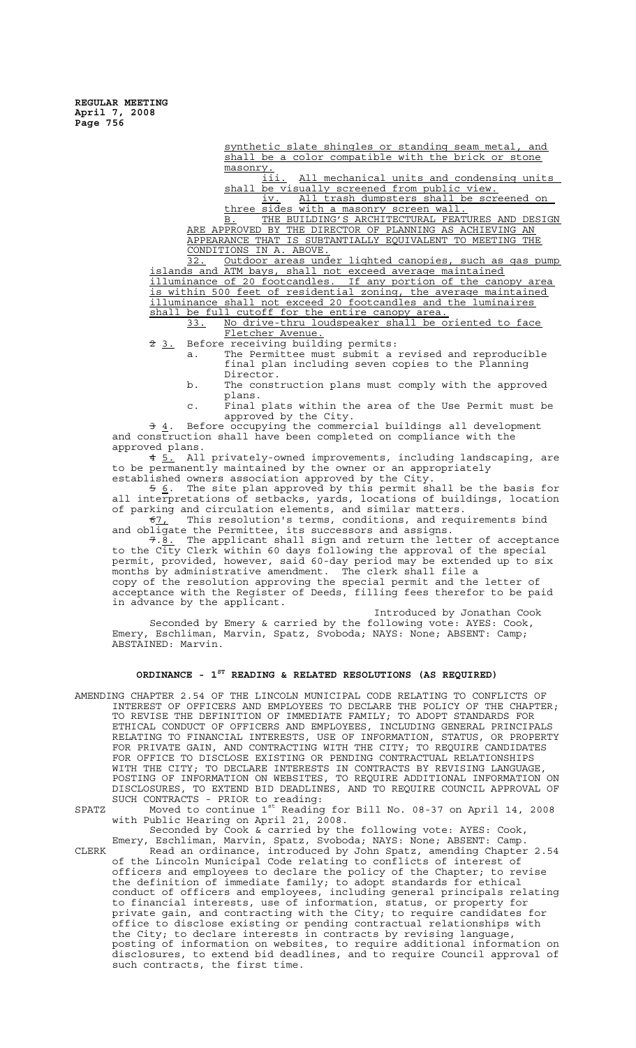synthetic slate shingles or standing seam metal, and shall be a color compatible with the brick or stone masonry.

iii. All mechanical units and condensing units shall be visually screened from public view.

iv. All trash dumpsters shall be screened on three sides with a masonry screen wall.

B. THE BUILDING'S ARCHITECTURAL FEATURES AND DESIGN ARE APPROVED BY THE DIRECTOR OF PLANNING AS ACHIEVING AN APPEARANCE THAT IS SUBTANTIALLY EQUIVALENT TO MEETING THE CONDITIONS IN A. ABOVE.

32. Outdoor areas under lighted canopies, such as gas pump islands and ATM bays, shall not exceed average maintained illuminance of 20 footcandles. If any portion of the canopy area is within 500 feet of residential zoning, the average maintained illuminance shall not exceed 20 footcandles and the luminaires shall be full cutoff for the entire canopy area.

33. No drive-thru loudspeaker shall be oriented to face Fletcher Avenue.

~~2~~ 3. Before receiving building permits:

a. The Permittee must submit a revised and reproducible final plan including seven copies to the Planning Director.

b. The construction plans must comply with the approved plans.

c. Final plats within the area of the Use Permit must be approved by the City.

~~3~~ 4. Before occupying the commercial buildings all development and construction shall have been completed on compliance with the approved plans.

~~4~~ 5. All privately-owned improvements, including landscaping, are to be permanently maintained by the owner or an appropriately established owners association approved by the City.

~~5~~ 6. The site plan approved by this permit shall be the basis for all interpretations of setbacks, yards, locations of buildings, location of parking and circulation elements, and similar matters.

~~6~~7. This resolution's terms, conditions, and requirements bind and obligate the Permittee, its successors and assigns.

~~7~~.8. The applicant shall sign and return the letter of acceptance to the City Clerk within 60 days following the approval of the special permit, provided, however, said 60-day period may be extended up to six months by administrative amendment. The clerk shall file a copy of the resolution approving the special permit and the letter of acceptance with the Register of Deeds, filling fees therefor to be paid in advance by the applicant.

Introduced by Jonathan Cook

Seconded by Emery & carried by the following vote: AYES: Cook, Emery, Eschliman, Marvin, Spatz, Svoboda; NAYS: None; ABSENT: Camp; ABSTAINED: Marvin.

## ORDINANCE - 1ST READING & RELATED RESOLUTIONS (AS REQUIRED)

AMENDING CHAPTER 2.54 OF THE LINCOLN MUNICIPAL CODE RELATING TO CONFLICTS OF INTEREST OF OFFICERS AND EMPLOYEES TO DECLARE THE POLICY OF THE CHAPTER; TO REVISE THE DEFINITION OF IMMEDIATE FAMILY; TO ADOPT STANDARDS FOR ETHICAL CONDUCT OF OFFICERS AND EMPLOYEES, INCLUDING GENERAL PRINCIPALS RELATING TO FINANCIAL INTERESTS, USE OF INFORMATION, STATUS, OR PROPERTY FOR PRIVATE GAIN, AND CONTRACTING WITH THE CITY; TO REQUIRE CANDIDATES FOR OFFICE TO DISCLOSE EXISTING OR PENDING CONTRACTUAL RELATIONSHIPS WITH THE CITY; TO DECLARE INTERESTS IN CONTRACTS BY REVISING LANGUAGE, POSTING OF INFORMATION ON WEBSITES, TO REQUIRE ADDITIONAL INFORMATION ON DISCLOSURES, TO EXTEND BID DEADLINES, AND TO REQUIRE COUNCIL APPROVAL OF SUCH CONTRACTS - PRIOR to reading:

SPATZ Moved to continue 1st Reading for Bill No. 08-37 on April 14, 2008 with Public Hearing on April 21, 2008.

Seconded by Cook & carried by the following vote: AYES: Cook, Emery, Eschliman, Marvin, Spatz, Svoboda; NAYS: None; ABSENT: Camp.

CLERK Read an ordinance, introduced by John Spatz, amending Chapter 2.54 of the Lincoln Municipal Code relating to conflicts of interest of officers and employees to declare the policy of the Chapter; to revise the definition of immediate family; to adopt standards for ethical conduct of officers and employees, including general principals relating to financial interests, use of information, status, or property for private gain, and contracting with the City; to require candidates for office to disclose existing or pending contractual relationships with the City; to declare interests in contracts by revising language, posting of information on websites, to require additional information on disclosures, to extend bid deadlines, and to require Council approval of such contracts, the first time.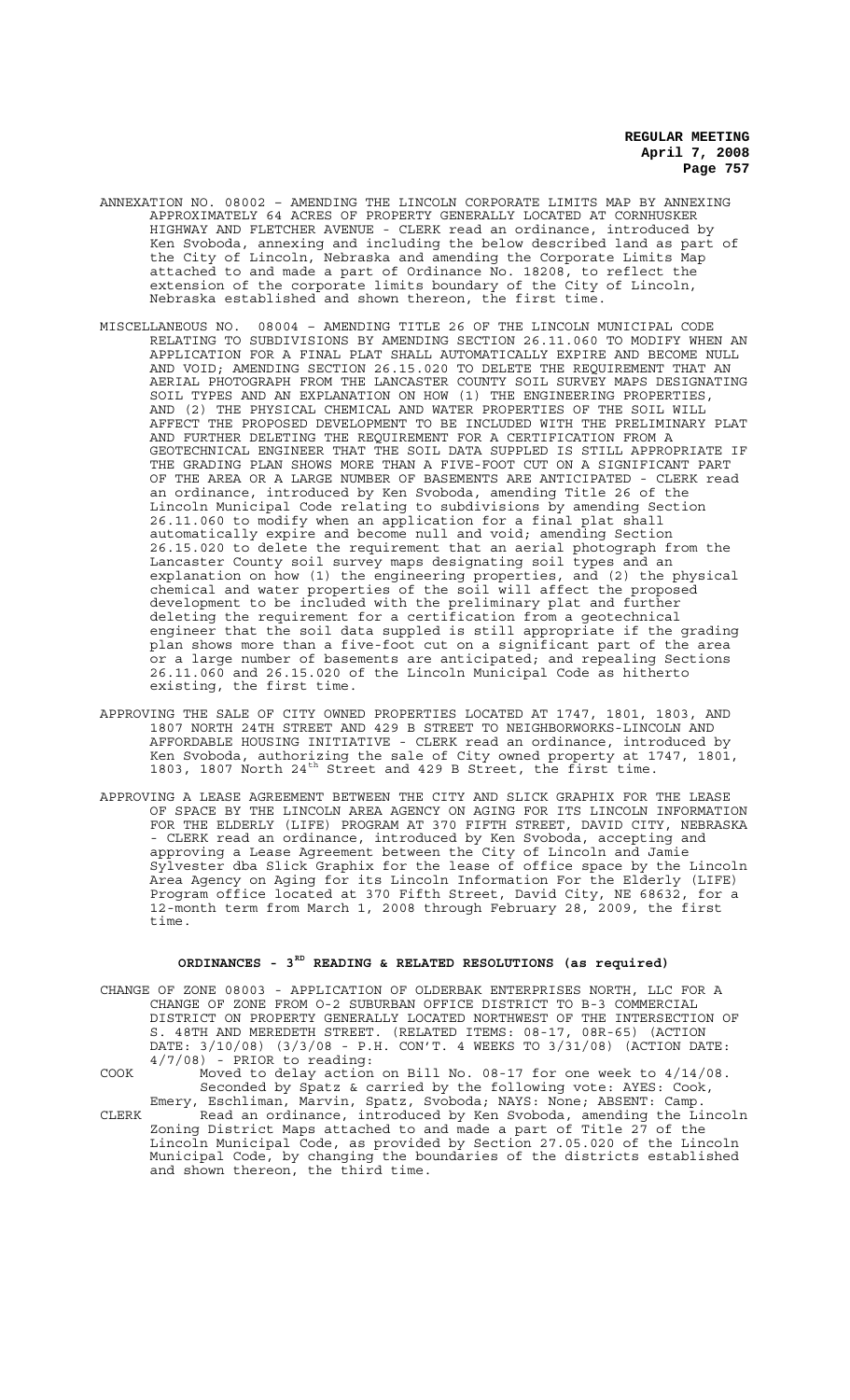ANNEXATION NO. 08002 – AMENDING THE LINCOLN CORPORATE LIMITS MAP BY ANNEXING APPROXIMATELY 64 ACRES OF PROPERTY GENERALLY LOCATED AT CORNHUSKER HIGHWAY AND FLETCHER AVENUE - CLERK read an ordinance, introduced by Ken Svoboda, annexing and including the below described land as part of the City of Lincoln, Nebraska and amending the Corporate Limits Map attached to and made a part of Ordinance No. 18208, to reflect the extension of the corporate limits boundary of the City of Lincoln, Nebraska established and shown thereon, the first time.

MISCELLANEOUS NO. 08004 – AMENDING TITLE 26 OF THE LINCOLN MUNICIPAL CODE RELATING TO SUBDIVISIONS BY AMENDING SECTION 26.11.060 TO MODIFY WHEN AN APPLICATION FOR A FINAL PLAT SHALL AUTOMATICALLY EXPIRE AND BECOME NULL AND VOID; AMENDING SECTION 26.15.020 TO DELETE THE REQUIREMENT THAT AN AERIAL PHOTOGRAPH FROM THE LANCASTER COUNTY SOIL SURVEY MAPS DESIGNATING SOIL TYPES AND AN EXPLANATION ON HOW (1) THE ENGINEERING PROPERTIES, AND (2) THE PHYSICAL CHEMICAL AND WATER PROPERTIES OF THE SOIL WILL AFFECT THE PROPOSED DEVELOPMENT TO BE INCLUDED WITH THE PRELIMINARY PLAT AND FURTHER DELETING THE REQUIREMENT FOR A CERTIFICATION FROM A GEOTECHNICAL ENGINEER THAT THE SOIL DATA SUPPLED IS STILL APPROPRIATE IF THE GRADING PLAN SHOWS MORE THAN A FIVE-FOOT CUT ON A SIGNIFICANT PART OF THE AREA OR A LARGE NUMBER OF BASEMENTS ARE ANTICIPATED - CLERK read an ordinance, introduced by Ken Svoboda, amending Title 26 of the Lincoln Municipal Code relating to subdivisions by amending Section 26.11.060 to modify when an application for a final plat shall automatically expire and become null and void; amending Section 26.15.020 to delete the requirement that an aerial photograph from the Lancaster County soil survey maps designating soil types and an explanation on how (1) the engineering properties, and (2) the physical chemical and water properties of the soil will affect the proposed development to be included with the preliminary plat and further deleting the requirement for a certification from a geotechnical engineer that the soil data suppled is still appropriate if the grading plan shows more than a five-foot cut on a significant part of the area or a large number of basements are anticipated; and repealing Sections 26.11.060 and 26.15.020 of the Lincoln Municipal Code as hitherto existing, the first time.

APPROVING THE SALE OF CITY OWNED PROPERTIES LOCATED AT 1747, 1801, 1803, AND 1807 NORTH 24TH STREET AND 429 B STREET TO NEIGHBORWORKS-LINCOLN AND AFFORDABLE HOUSING INITIATIVE - CLERK read an ordinance, introduced by Ken Svoboda, authorizing the sale of City owned property at 1747, 1801, 1803, 1807 North 24th Street and 429 B Street, the first time.

APPROVING A LEASE AGREEMENT BETWEEN THE CITY AND SLICK GRAPHIX FOR THE LEASE OF SPACE BY THE LINCOLN AREA AGENCY ON AGING FOR ITS LINCOLN INFORMATION FOR THE ELDERLY (LIFE) PROGRAM AT 370 FIFTH STREET, DAVID CITY, NEBRASKA - CLERK read an ordinance, introduced by Ken Svoboda, accepting and approving a Lease Agreement between the City of Lincoln and Jamie Sylvester dba Slick Graphix for the lease of office space by the Lincoln Area Agency on Aging for its Lincoln Information For the Elderly (LIFE) Program office located at 370 Fifth Street, David City, NE 68632, for a 12-month term from March 1, 2008 through February 28, 2009, the first time.

## ORDINANCES - 3RD READING & RELATED RESOLUTIONS (as required)

CHANGE OF ZONE 08003 - APPLICATION OF OLDERBAK ENTERPRISES NORTH, LLC FOR A CHANGE OF ZONE FROM O-2 SUBURBAN OFFICE DISTRICT TO B-3 COMMERCIAL DISTRICT ON PROPERTY GENERALLY LOCATED NORTHWEST OF THE INTERSECTION OF S. 48TH AND MEREDETH STREET. (RELATED ITEMS: 08-17, 08R-65) (ACTION DATE: 3/10/08) (3/3/08 - P.H. CON'T. 4 WEEKS TO 3/31/08) (ACTION DATE: 4/7/08) - PRIOR to reading:

COOK Moved to delay action on Bill No. 08-17 for one week to 4/14/08. Seconded by Spatz & carried by the following vote: AYES: Cook, Emery, Eschliman, Marvin, Spatz, Svoboda; NAYS: None; ABSENT: Camp.

CLERK Read an ordinance, introduced by Ken Svoboda, amending the Lincoln Zoning District Maps attached to and made a part of Title 27 of the Lincoln Municipal Code, as provided by Section 27.05.020 of the Lincoln Municipal Code, by changing the boundaries of the districts established and shown thereon, the third time.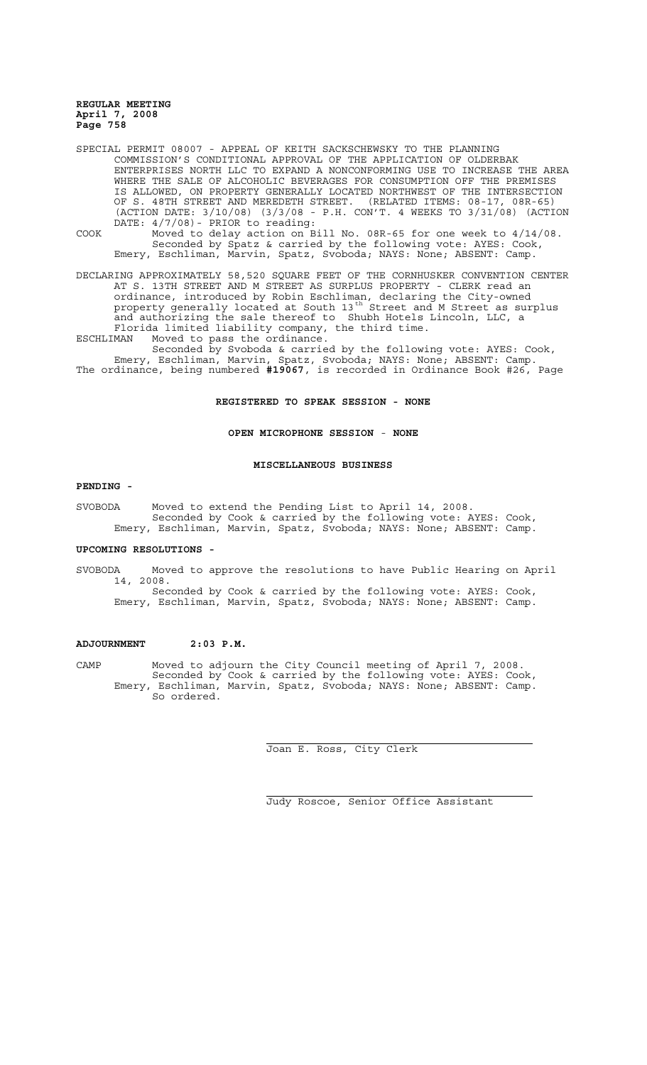SPECIAL PERMIT 08007 - APPEAL OF KEITH SACKSCHEWSKY TO THE PLANNING COMMISSION'S CONDITIONAL APPROVAL OF THE APPLICATION OF OLDERBAK ENTERPRISES NORTH LLC TO EXPAND A NONCONFORMING USE TO INCREASE THE AREA WHERE THE SALE OF ALCOHOLIC BEVERAGES FOR CONSUMPTION OFF THE PREMISES IS ALLOWED, ON PROPERTY GENERALLY LOCATED NORTHWEST OF THE INTERSECTION OF S. 48TH STREET AND MEREDETH STREET. (RELATED ITEMS: 08-17, 08R-65) (ACTION DATE: 3/10/08) (3/3/08 - P.H. CON'T. 4 WEEKS TO 3/31/08) (ACTION DATE: 4/7/08)- PRIOR to reading:

COOK Moved to delay action on Bill No. 08R-65 for one week to 4/14/08. Seconded by Spatz & carried by the following vote: AYES: Cook, Emery, Eschliman, Marvin, Spatz, Svoboda; NAYS: None; ABSENT: Camp.

DECLARING APPROXIMATELY 58,520 SQUARE FEET OF THE CORNHUSKER CONVENTION CENTER AT S. 13TH STREET AND M STREET AS SURPLUS PROPERTY - CLERK read an ordinance, introduced by Robin Eschliman, declaring the City-owned property generally located at South 13th Street and M Street as surplus and authorizing the sale thereof to Shubh Hotels Lincoln, LLC, a Florida limited liability company, the third time.

ESCHLIMAN Moved to pass the ordinance. Seconded by Svoboda & carried by the following vote: AYES: Cook, Emery, Eschliman, Marvin, Spatz, Svoboda; NAYS: None; ABSENT: Camp.

The ordinance, being numbered **#19067**, is recorded in Ordinance Book #26, Page

**REGISTERED TO SPEAK SESSION - NONE**

**OPEN MICROPHONE SESSION - NONE**

**MISCELLANEOUS BUSINESS**

**PENDING -**

SVOBODA Moved to extend the Pending List to April 14, 2008. Seconded by Cook & carried by the following vote: AYES: Cook, Emery, Eschliman, Marvin, Spatz, Svoboda; NAYS: None; ABSENT: Camp.

**UPCOMING RESOLUTIONS -**

SVOBODA Moved to approve the resolutions to have Public Hearing on April 14, 2008. Seconded by Cook & carried by the following vote: AYES: Cook, Emery, Eschliman, Marvin, Spatz, Svoboda; NAYS: None; ABSENT: Camp.

**ADJOURNMENT 2:03 P.M.**

CAMP Moved to adjourn the City Council meeting of April 7, 2008. Seconded by Cook & carried by the following vote: AYES: Cook, Emery, Eschliman, Marvin, Spatz, Svoboda; NAYS: None; ABSENT: Camp. So ordered.

Joan E. Ross, City Clerk

Judy Roscoe, Senior Office Assistant